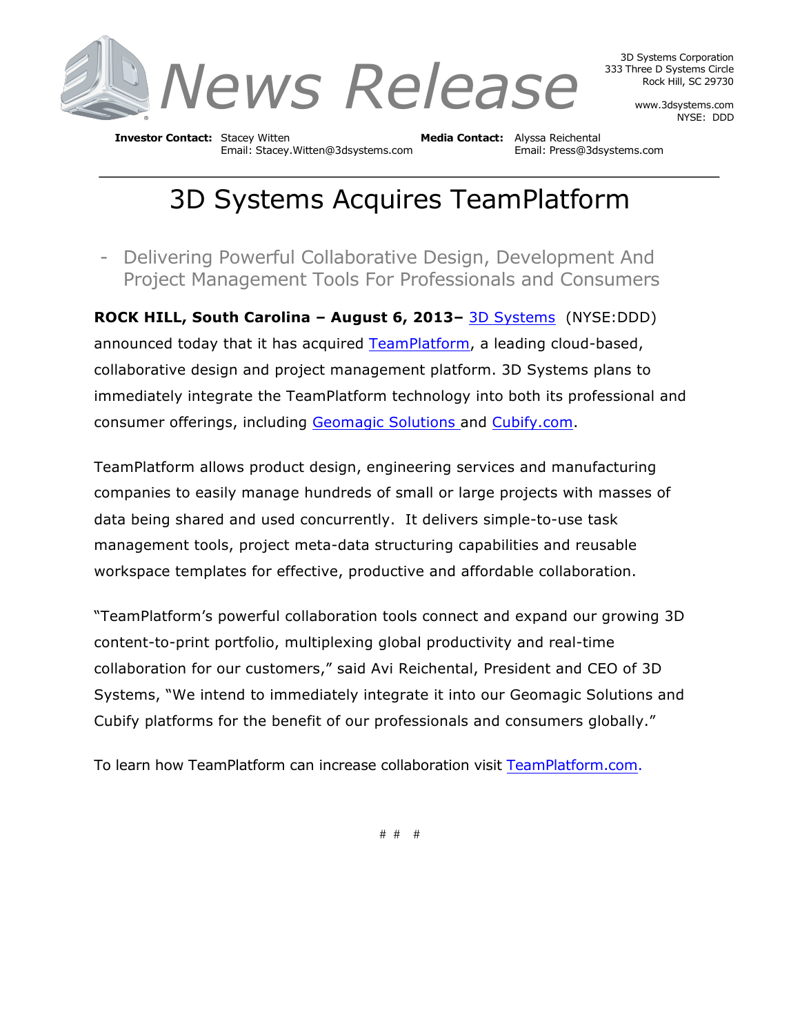# News Release

3D Systems Corporation
333 Three D Systems Circle
Rock Hill, SC 29730

www.3dsystems.com
NYSE: DDD

**Investor Contact:** Stacey Witten
Email: Stacey.Witten@3dsystems.com

**Media Contact:** Alyssa Reichental
Email: Press@3dsystems.com

---

# 3D Systems Acquires TeamPlatform

- Delivering Powerful Collaborative Design, Development And Project Management Tools For Professionals and Consumers

**ROCK HILL, South Carolina – August 6, 2013–** 3D Systems (NYSE:DDD) announced today that it has acquired TeamPlatform, a leading cloud-based, collaborative design and project management platform. 3D Systems plans to immediately integrate the TeamPlatform technology into both its professional and consumer offerings, including Geomagic Solutions and Cubify.com.

TeamPlatform allows product design, engineering services and manufacturing companies to easily manage hundreds of small or large projects with masses of data being shared and used concurrently. It delivers simple-to-use task management tools, project meta-data structuring capabilities and reusable workspace templates for effective, productive and affordable collaboration.

"TeamPlatform's powerful collaboration tools connect and expand our growing 3D content-to-print portfolio, multiplexing global productivity and real-time collaboration for our customers," said Avi Reichental, President and CEO of 3D Systems, "We intend to immediately integrate it into our Geomagic Solutions and Cubify platforms for the benefit of our professionals and consumers globally."

To learn how TeamPlatform can increase collaboration visit TeamPlatform.com.

# # #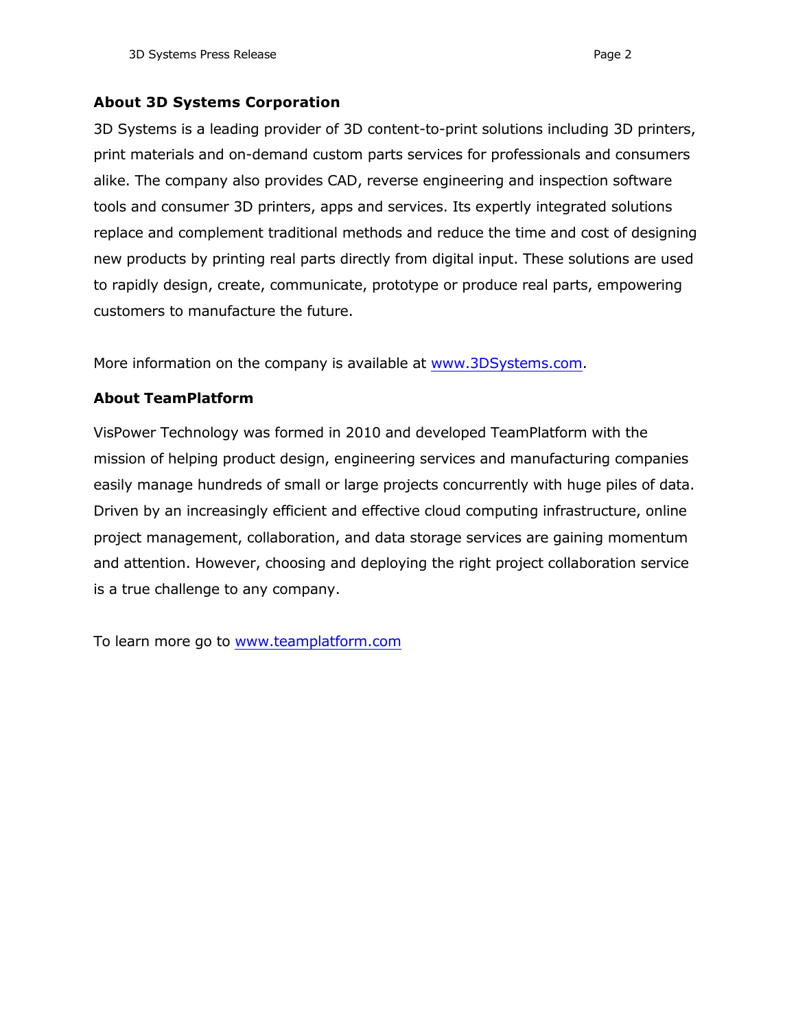## About 3D Systems Corporation

3D Systems is a leading provider of 3D content-to-print solutions including 3D printers, print materials and on-demand custom parts services for professionals and consumers alike. The company also provides CAD, reverse engineering and inspection software tools and consumer 3D printers, apps and services. Its expertly integrated solutions replace and complement traditional methods and reduce the time and cost of designing new products by printing real parts directly from digital input. These solutions are used to rapidly design, create, communicate, prototype or produce real parts, empowering customers to manufacture the future.

More information on the company is available at [www.3DSystems.com](http://www.3DSystems.com).

## About TeamPlatform

VisPower Technology was formed in 2010 and developed TeamPlatform with the mission of helping product design, engineering services and manufacturing companies easily manage hundreds of small or large projects concurrently with huge piles of data. Driven by an increasingly efficient and effective cloud computing infrastructure, online project management, collaboration, and data storage services are gaining momentum and attention. However, choosing and deploying the right project collaboration service is a true challenge to any company.

To learn more go to [www.teamplatform.com](http://www.teamplatform.com)